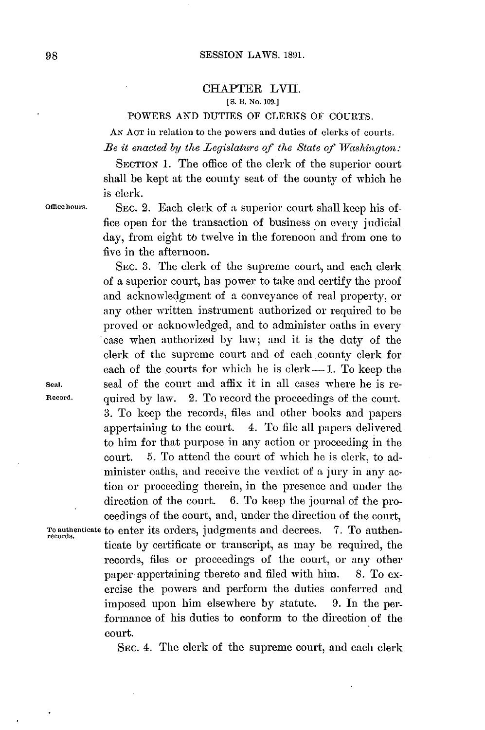## CHAPTER LVII.

[S. B. No. 109.]

### POWERS AND DUTIES OF CLERKS OF COURTS.

AN ACT in relation to the powers and duties of clerks of courts.

*Be it enacted by the Legislature of the State of Washington:*

SECTION 1. The office of the clerk of the superior court shall be kept at the county seat of the county of which he is clerk.

Office hours. SEC. 2. Each clerk of a superior court shall keep his office open for the transaction of business on every judicial day, from eight to twelve in the forenoon and from one to five in the afternoon.

SEC. 3. The clerk of the supreme court, and each clerk of a superior court, has power to take and certify the proof and acknowledgment of a conveyance of real property, or any other written instrument authorized or required to be proved or acknowledged, and to administer oaths in every case when authorized by law; and it is the duty of the clerk of the supreme court and of each county clerk for each of the courts for which he is clerk—1. To keep the seal of the court and affix it in all cases where he is required by law. 2. To record the proceedings of the court. 3. To keep the records, files and other books and papers appertaining to the court. 4. To file all papers delivered to him for that purpose in any action or proceeding in the court. 5. To attend the court of which he is clerk, to administer oaths, and receive the verdict of a jury in any action or proceeding therein, in the presence and under the direction of the court. 6. To keep the journal of the proceedings of the court, and, under the direction of the court, to enter its orders, judgments and decrees. 7. To authenticate by certificate or transcript, as may be required, the records, files or proceedings of the court, or any other paper appertaining thereto and filed with him. 8. To exercise the powers and perform the duties conferred and imposed upon him elsewhere by statute. 9. In the performance of his duties to conform to the direction of the court.

Seal.

Record.

To authenticate records.

SEC. 4. The clerk of the supreme court, and each clerk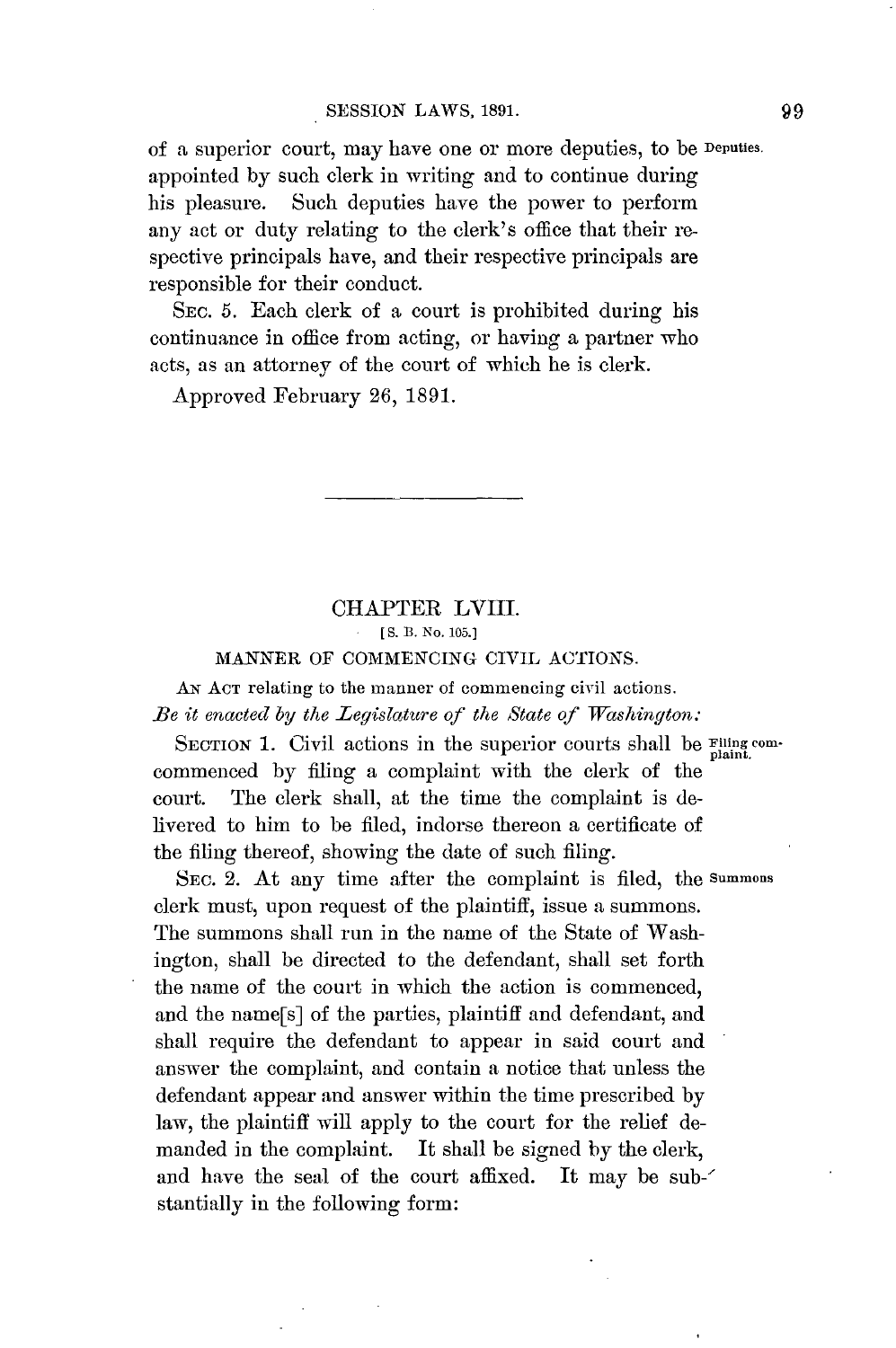of a superior court, may have one or more deputies, to be appointed by such clerk in writing and to continue during his pleasure. Such deputies have the power to perform any act or duty relating to the clerk's office that their respective principals have, and their respective principals are responsible for their conduct.

Deputies.

SEC. 5. Each clerk of a court is prohibited during his continuance in office from acting, or having a partner who acts, as an attorney of the court of which he is clerk.

Approved February 26, 1891.

---

## CHAPTER LVIII.

[S. B. No. 105.]

### MANNER OF COMMENCING CIVIL ACTIONS.

AN ACT relating to the manner of commencing civil actions.

*Be it enacted by the Legislature of the State of Washington:*

SECTION 1. Civil actions in the superior courts shall be commenced by filing a complaint with the clerk of the court. The clerk shall, at the time the complaint is delivered to him to be filed, indorse thereon a certificate of the filing thereof, showing the date of such filing.

Filing complaint.

SEC. 2. At any time after the complaint is filed, the clerk must, upon request of the plaintiff, issue a summons. The summons shall run in the name of the State of Washington, shall be directed to the defendant, shall set forth the name of the court in which the action is commenced, and the name[s] of the parties, plaintiff and defendant, and shall require the defendant to appear in said court and answer the complaint, and contain a notice that unless the defendant appear and answer within the time prescribed by law, the plaintiff will apply to the court for the relief demanded in the complaint. It shall be signed by the clerk, and have the seal of the court affixed. It may be substantially in the following form:

Summons